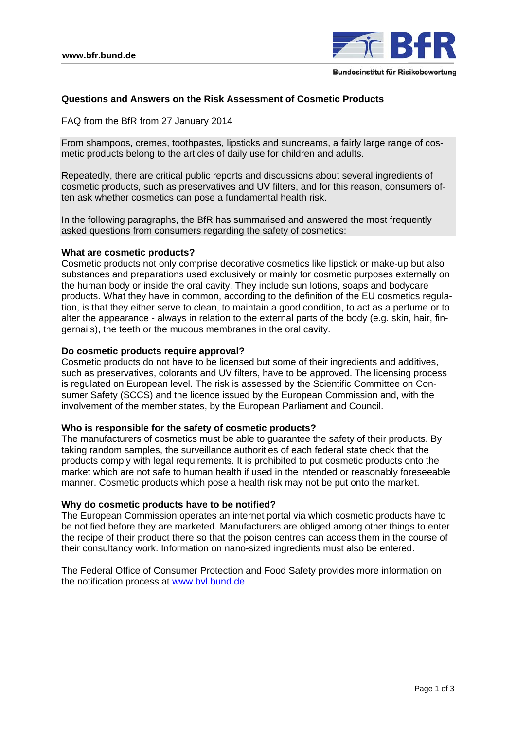# Questions and Answers on the Risk Assessment of Cosmetic Products

FAQ from the BfR from 27 January 2014

From shampoos, cremes, toothpastes, lipsticks and suncreams, a fairly large range of cosmetic products belong to the articles of daily use for children and adults.

Repeatedly, there are critical public reports and discussions about several ingredients of cosmetic products, such as preservatives and UV filters, and for this reason, consumers often ask whether cosmetics can pose a fundamental health risk.

In the following paragraphs, the BfR has summarised and answered the most frequently asked questions from consumers regarding the safety of cosmetics:

**What are cosmetic products?**

Cosmetic products not only comprise decorative cosmetics like lipstick or make-up but also substances and preparations used exclusively or mainly for cosmetic purposes externally on the human body or inside the oral cavity. They include sun lotions, soaps and bodycare products. What they have in common, according to the definition of the EU cosmetics regulation, is that they either serve to clean, to maintain a good condition, to act as a perfume or to alter the appearance - always in relation to the external parts of the body (e.g. skin, hair, fingernails), the teeth or the mucous membranes in the oral cavity.

**Do cosmetic products require approval?**

Cosmetic products do not have to be licensed but some of their ingredients and additives, such as preservatives, colorants and UV filters, have to be approved. The licensing process is regulated on European level. The risk is assessed by the Scientific Committee on Consumer Safety (SCCS) and the licence issued by the European Commission and, with the involvement of the member states, by the European Parliament and Council.

**Who is responsible for the safety of cosmetic products?**

The manufacturers of cosmetics must be able to guarantee the safety of their products. By taking random samples, the surveillance authorities of each federal state check that the products comply with legal requirements. It is prohibited to put cosmetic products onto the market which are not safe to human health if used in the intended or reasonably foreseeable manner. Cosmetic products which pose a health risk may not be put onto the market.

**Why do cosmetic products have to be notified?**

The European Commission operates an internet portal via which cosmetic products have to be notified before they are marketed. Manufacturers are obliged among other things to enter the recipe of their product there so that the poison centres can access them in the course of their consultancy work. Information on nano-sized ingredients must also be entered.

The Federal Office of Consumer Protection and Food Safety provides more information on the notification process at [www.bvl.bund.de](http://www.bvl.bund.de)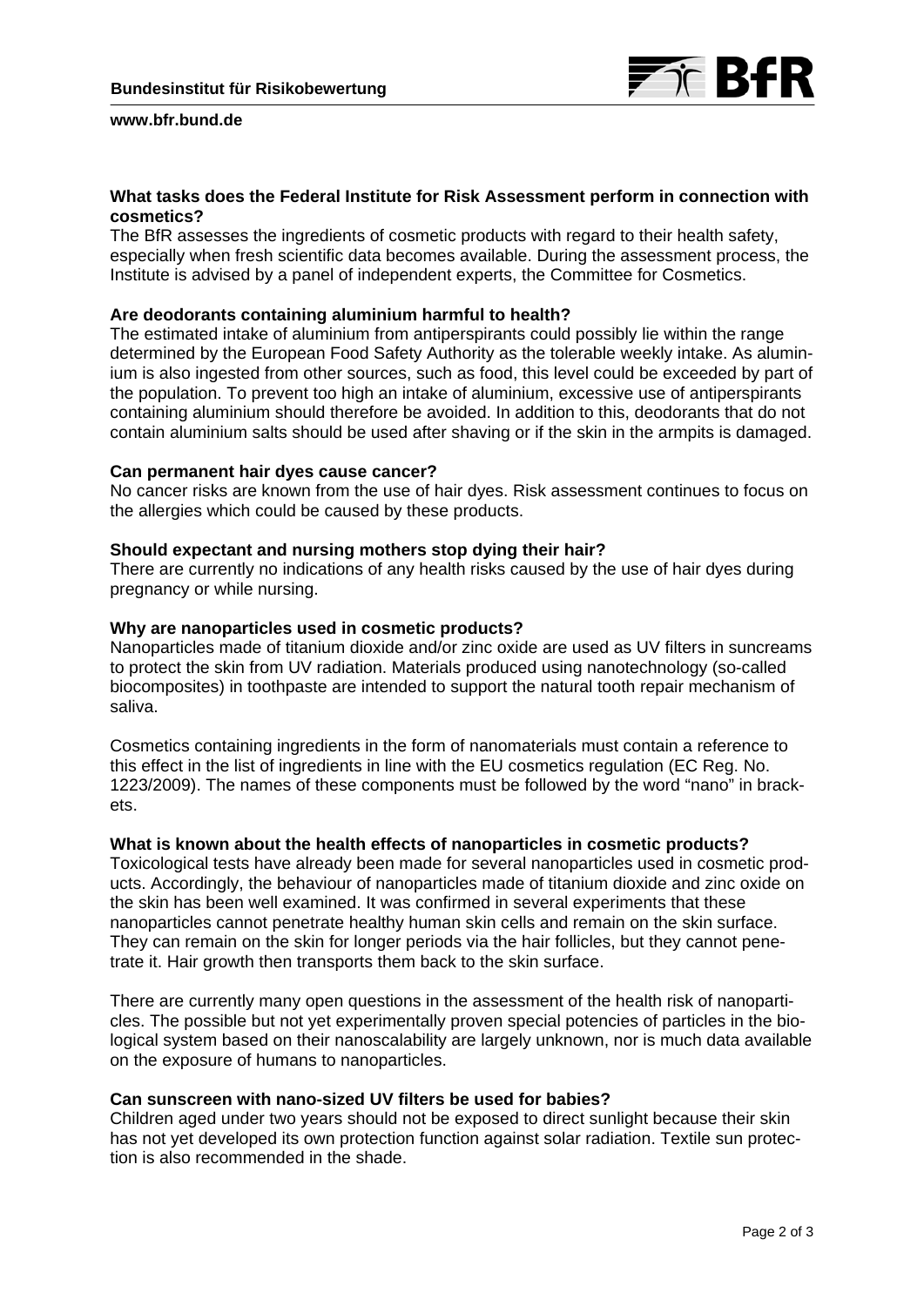**What tasks does the Federal Institute for Risk Assessment perform in connection with cosmetics?**
The BfR assesses the ingredients of cosmetic products with regard to their health safety, especially when fresh scientific data becomes available. During the assessment process, the Institute is advised by a panel of independent experts, the Committee for Cosmetics.

**Are deodorants containing aluminium harmful to health?**
The estimated intake of aluminium from antiperspirants could possibly lie within the range determined by the European Food Safety Authority as the tolerable weekly intake. As aluminium is also ingested from other sources, such as food, this level could be exceeded by part of the population. To prevent too high an intake of aluminium, excessive use of antiperspirants containing aluminium should therefore be avoided. In addition to this, deodorants that do not contain aluminium salts should be used after shaving or if the skin in the armpits is damaged.

**Can permanent hair dyes cause cancer?**
No cancer risks are known from the use of hair dyes. Risk assessment continues to focus on the allergies which could be caused by these products.

**Should expectant and nursing mothers stop dying their hair?**
There are currently no indications of any health risks caused by the use of hair dyes during pregnancy or while nursing.

**Why are nanoparticles used in cosmetic products?**
Nanoparticles made of titanium dioxide and/or zinc oxide are used as UV filters in suncreams to protect the skin from UV radiation. Materials produced using nanotechnology (so-called biocomposites) in toothpaste are intended to support the natural tooth repair mechanism of saliva.

Cosmetics containing ingredients in the form of nanomaterials must contain a reference to this effect in the list of ingredients in line with the EU cosmetics regulation (EC Reg. No. 1223/2009). The names of these components must be followed by the word "nano" in brackets.

**What is known about the health effects of nanoparticles in cosmetic products?**
Toxicological tests have already been made for several nanoparticles used in cosmetic products. Accordingly, the behaviour of nanoparticles made of titanium dioxide and zinc oxide on the skin has been well examined. It was confirmed in several experiments that these nanoparticles cannot penetrate healthy human skin cells and remain on the skin surface. They can remain on the skin for longer periods via the hair follicles, but they cannot penetrate it. Hair growth then transports them back to the skin surface.

There are currently many open questions in the assessment of the health risk of nanoparticles. The possible but not yet experimentally proven special potencies of particles in the biological system based on their nanoscalability are largely unknown, nor is much data available on the exposure of humans to nanoparticles.

**Can sunscreen with nano-sized UV filters be used for babies?**
Children aged under two years should not be exposed to direct sunlight because their skin has not yet developed its own protection function against solar radiation. Textile sun protection is also recommended in the shade.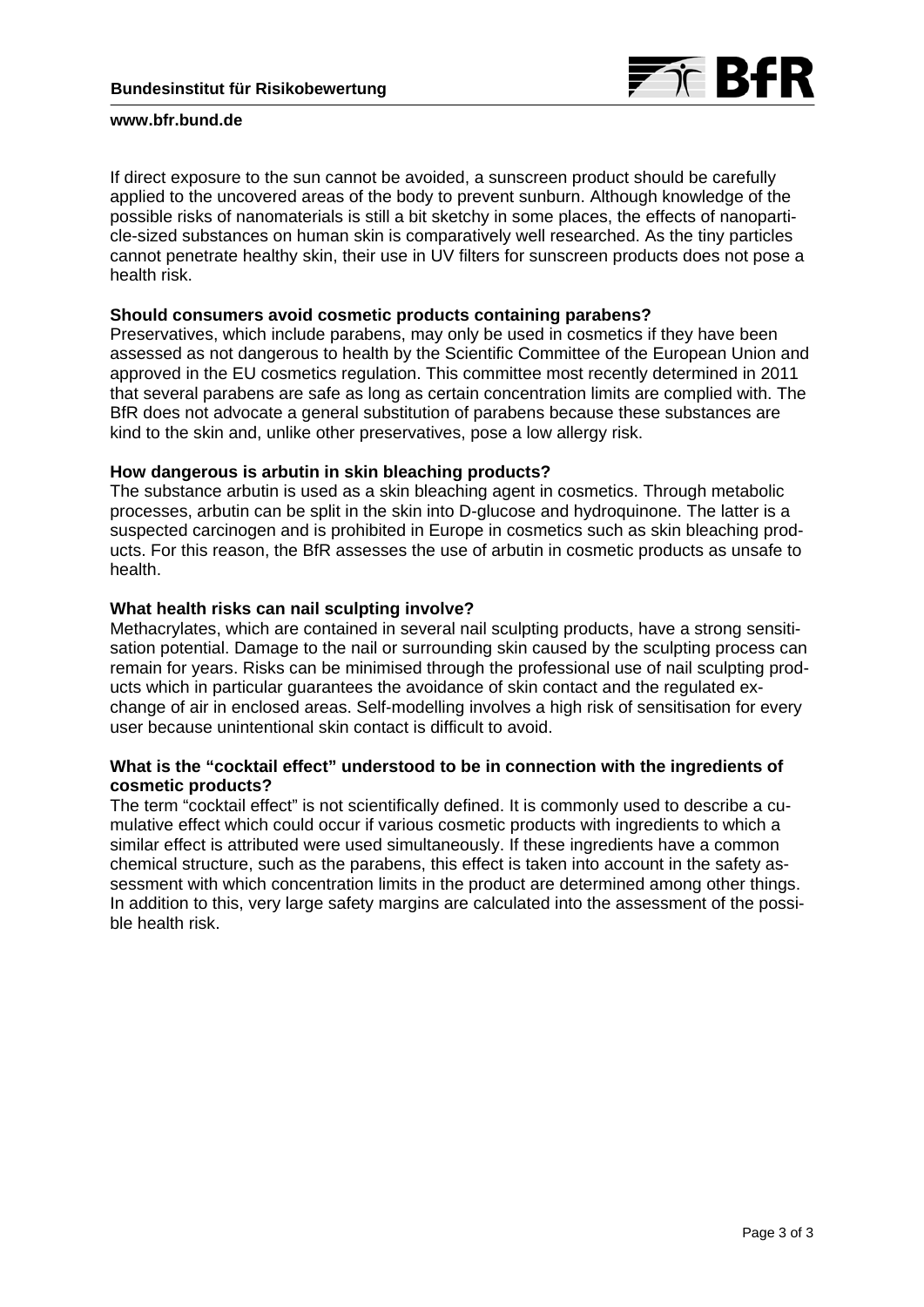If direct exposure to the sun cannot be avoided, a sunscreen product should be carefully applied to the uncovered areas of the body to prevent sunburn. Although knowledge of the possible risks of nanomaterials is still a bit sketchy in some places, the effects of nanoparticle-sized substances on human skin is comparatively well researched. As the tiny particles cannot penetrate healthy skin, their use in UV filters for sunscreen products does not pose a health risk.

**Should consumers avoid cosmetic products containing parabens?**

Preservatives, which include parabens, may only be used in cosmetics if they have been assessed as not dangerous to health by the Scientific Committee of the European Union and approved in the EU cosmetics regulation. This committee most recently determined in 2011 that several parabens are safe as long as certain concentration limits are complied with. The BfR does not advocate a general substitution of parabens because these substances are kind to the skin and, unlike other preservatives, pose a low allergy risk.

**How dangerous is arbutin in skin bleaching products?**

The substance arbutin is used as a skin bleaching agent in cosmetics. Through metabolic processes, arbutin can be split in the skin into D-glucose and hydroquinone. The latter is a suspected carcinogen and is prohibited in Europe in cosmetics such as skin bleaching products. For this reason, the BfR assesses the use of arbutin in cosmetic products as unsafe to health.

**What health risks can nail sculpting involve?**

Methacrylates, which are contained in several nail sculpting products, have a strong sensitisation potential. Damage to the nail or surrounding skin caused by the sculpting process can remain for years. Risks can be minimised through the professional use of nail sculpting products which in particular guarantees the avoidance of skin contact and the regulated exchange of air in enclosed areas. Self-modelling involves a high risk of sensitisation for every user because unintentional skin contact is difficult to avoid.

**What is the "cocktail effect" understood to be in connection with the ingredients of cosmetic products?**

The term "cocktail effect" is not scientifically defined. It is commonly used to describe a cumulative effect which could occur if various cosmetic products with ingredients to which a similar effect is attributed were used simultaneously. If these ingredients have a common chemical structure, such as the parabens, this effect is taken into account in the safety assessment with which concentration limits in the product are determined among other things. In addition to this, very large safety margins are calculated into the assessment of the possible health risk.